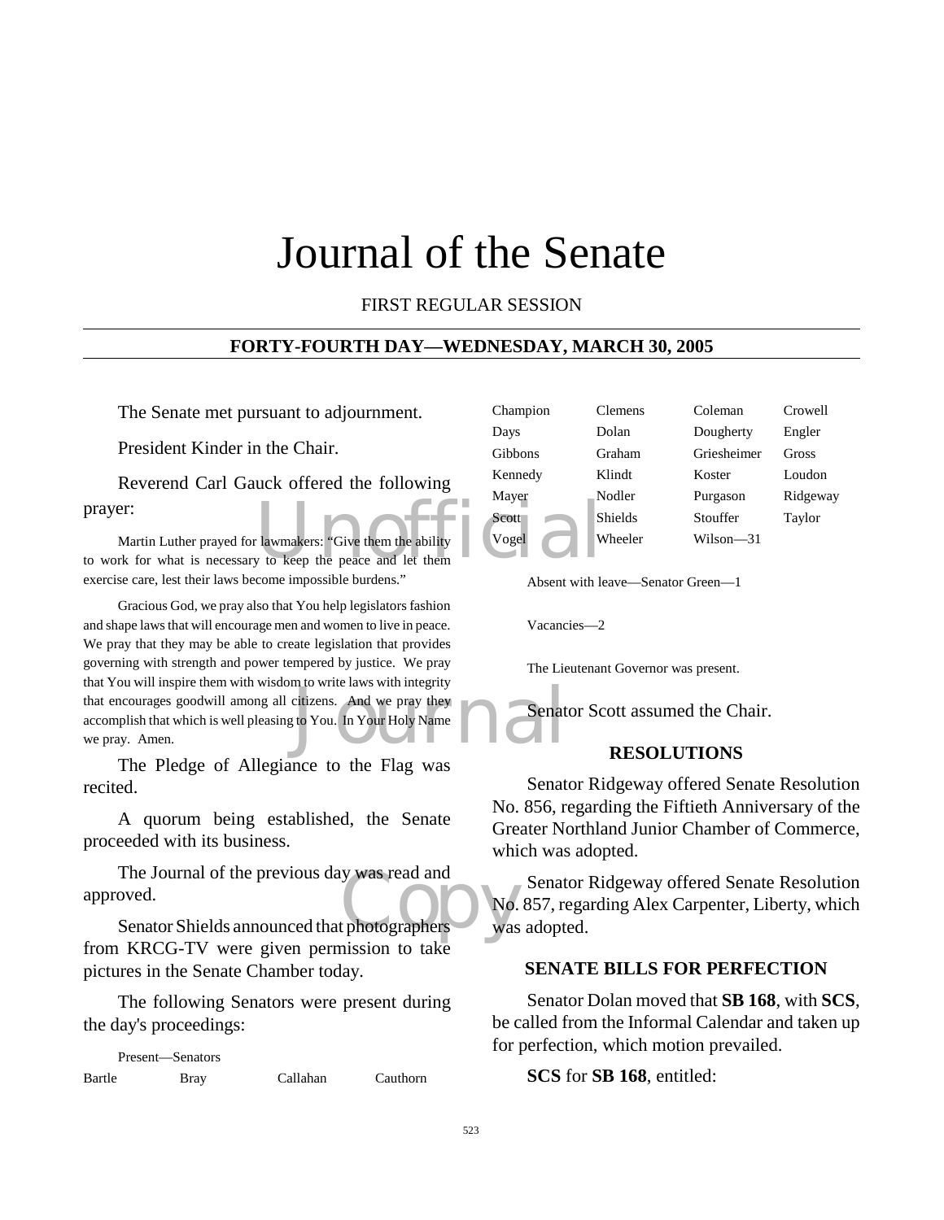# Journal of the Senate

FIRST REGULAR SESSION

## FORTY-FOURTH DAY—WEDNESDAY, MARCH 30, 2005

The Senate met pursuant to adjournment.

President Kinder in the Chair.

Reverend Carl Gauck offered the following prayer:

Martin Luther prayed for lawmakers: "Give them the ability to work for what is necessary to keep the peace and let them exercise care, lest their laws become impossible burdens."

Gracious God, we pray also that You help legislators fashion and shape laws that will encourage men and women to live in peace. We pray that they may be able to create legislation that provides governing with strength and power tempered by justice. We pray that You will inspire them with wisdom to write laws with integrity that encourages goodwill among all citizens. And we pray they accomplish that which is well pleasing to You. In Your Holy Name we pray. Amen.

The Pledge of Allegiance to the Flag was recited.

A quorum being established, the Senate proceeded with its business.

The Journal of the previous day was read and approved.

Senator Shields announced that photographers from KRCG-TV were given permission to take pictures in the Senate Chamber today.

The following Senators were present during the day's proceedings:

Present—Senators

| | | | |
|---|---|---|---|
| Bartle | Bray | Callahan | Cauthorn |
| Champion | Clemens | Coleman | Crowell |
| Days | Dolan | Dougherty | Engler |
| Gibbons | Graham | Griesheimer | Gross |
| Kennedy | Klindt | Koster | Loudon |
| Mayer | Nodler | Purgason | Ridgeway |
| Scott | Shields | Stouffer | Taylor |
| Vogel | Wheeler | Wilson—31 | |

Absent with leave—Senator Green—1

Vacancies—2

The Lieutenant Governor was present.

Senator Scott assumed the Chair.

### RESOLUTIONS

Senator Ridgeway offered Senate Resolution No. 856, regarding the Fiftieth Anniversary of the Greater Northland Junior Chamber of Commerce, which was adopted.

Senator Ridgeway offered Senate Resolution No. 857, regarding Alex Carpenter, Liberty, which was adopted.

### SENATE BILLS FOR PERFECTION

Senator Dolan moved that **SB 168**, with **SCS**, be called from the Informal Calendar and taken up for perfection, which motion prevailed.

**SCS** for **SB 168**, entitled: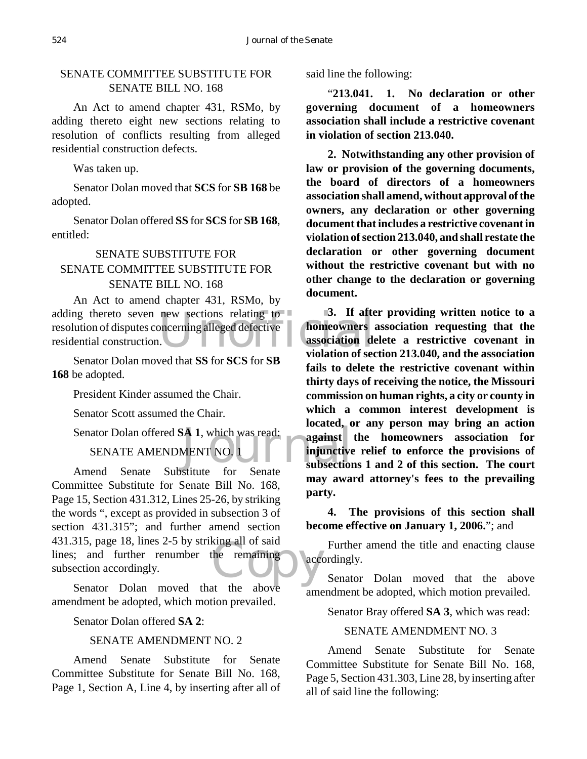SENATE COMMITTEE SUBSTITUTE FOR SENATE BILL NO. 168

An Act to amend chapter 431, RSMo, by adding thereto eight new sections relating to resolution of conflicts resulting from alleged residential construction defects.

Was taken up.

Senator Dolan moved that **SCS** for **SB 168** be adopted.

Senator Dolan offered **SS** for **SCS** for **SB 168**, entitled:

SENATE SUBSTITUTE FOR SENATE COMMITTEE SUBSTITUTE FOR SENATE BILL NO. 168

An Act to amend chapter 431, RSMo, by adding thereto seven new sections relating to resolution of disputes concerning alleged defective residential construction.

Senator Dolan moved that **SS** for **SCS** for **SB 168** be adopted.

President Kinder assumed the Chair.

Senator Scott assumed the Chair.

Senator Dolan offered **SA 1**, which was read:

SENATE AMENDMENT NO. 1

Amend Senate Substitute for Senate Committee Substitute for Senate Bill No. 168, Page 15, Section 431.312, Lines 25-26, by striking the words ", except as provided in subsection 3 of section 431.315"; and further amend section 431.315, page 18, lines 2-5 by striking all of said lines; and further renumber the remaining subsection accordingly.

Senator Dolan moved that the above amendment be adopted, which motion prevailed.

Senator Dolan offered **SA 2**:

SENATE AMENDMENT NO. 2

Amend Senate Substitute for Senate Committee Substitute for Senate Bill No. 168, Page 1, Section A, Line 4, by inserting after all of said line the following:

"**213.041. 1. No declaration or other governing document of a homeowners association shall include a restrictive covenant in violation of section 213.040.**

**2. Notwithstanding any other provision of law or provision of the governing documents, the board of directors of a homeowners association shall amend, without approval of the owners, any declaration or other governing document that includes a restrictive covenant in violation of section 213.040, and shall restate the declaration or other governing document without the restrictive covenant but with no other change to the declaration or governing document.**

**3. If after providing written notice to a homeowners association requesting that the association delete a restrictive covenant in violation of section 213.040, and the association fails to delete the restrictive covenant within thirty days of receiving the notice, the Missouri commission on human rights, a city or county in which a common interest development is located, or any person may bring an action against the homeowners association for injunctive relief to enforce the provisions of subsections 1 and 2 of this section. The court may award attorney's fees to the prevailing party.**

**4. The provisions of this section shall become effective on January 1, 2006.**"; and

Further amend the title and enacting clause accordingly.

Senator Dolan moved that the above amendment be adopted, which motion prevailed.

Senator Bray offered **SA 3**, which was read:

SENATE AMENDMENT NO. 3

Amend Senate Substitute for Senate Committee Substitute for Senate Bill No. 168, Page 5, Section 431.303, Line 28, by inserting after all of said line the following: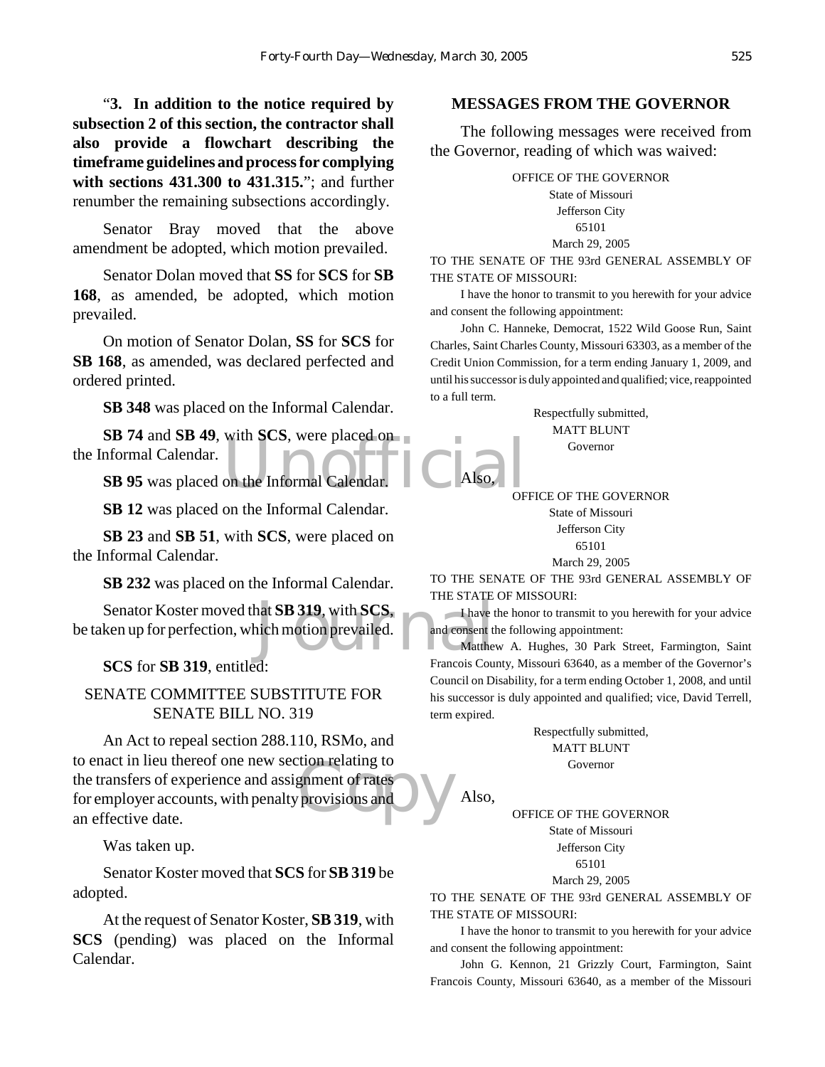"**3. In addition to the notice required by subsection 2 of this section, the contractor shall also provide a flowchart describing the timeframe guidelines and process for complying with sections 431.300 to 431.315.**"; and further renumber the remaining subsections accordingly.

Senator Bray moved that the above amendment be adopted, which motion prevailed.

Senator Dolan moved that **SS** for **SCS** for **SB 168**, as amended, be adopted, which motion prevailed.

On motion of Senator Dolan, **SS** for **SCS** for **SB 168**, as amended, was declared perfected and ordered printed.

**SB 348** was placed on the Informal Calendar.

**SB 74** and **SB 49**, with **SCS**, were placed on the Informal Calendar.

**SB 95** was placed on the Informal Calendar.

**SB 12** was placed on the Informal Calendar.

**SB 23** and **SB 51**, with **SCS**, were placed on the Informal Calendar.

**SB 232** was placed on the Informal Calendar.

Senator Koster moved that **SB 319**, with **SCS**, be taken up for perfection, which motion prevailed.

**SCS** for **SB 319**, entitled:

SENATE COMMITTEE SUBSTITUTE FOR SENATE BILL NO. 319

An Act to repeal section 288.110, RSMo, and to enact in lieu thereof one new section relating to the transfers of experience and assignment of rates for employer accounts, with penalty provisions and an effective date.

Was taken up.

Senator Koster moved that **SCS** for **SB 319** be adopted.

At the request of Senator Koster, **SB 319**, with **SCS** (pending) was placed on the Informal Calendar.

## MESSAGES FROM THE GOVERNOR

The following messages were received from the Governor, reading of which was waived:

OFFICE OF THE GOVERNOR
State of Missouri
Jefferson City
65101
March 29, 2005

TO THE SENATE OF THE 93rd GENERAL ASSEMBLY OF THE STATE OF MISSOURI:

I have the honor to transmit to you herewith for your advice and consent the following appointment:

John C. Hanneke, Democrat, 1522 Wild Goose Run, Saint Charles, Saint Charles County, Missouri 63303, as a member of the Credit Union Commission, for a term ending January 1, 2009, and until his successor is duly appointed and qualified; vice, reappointed to a full term.

Respectfully submitted,
MATT BLUNT
Governor

Also,

OFFICE OF THE GOVERNOR
State of Missouri
Jefferson City
65101
March 29, 2005

TO THE SENATE OF THE 93rd GENERAL ASSEMBLY OF THE STATE OF MISSOURI:

I have the honor to transmit to you herewith for your advice and consent the following appointment:

Matthew A. Hughes, 30 Park Street, Farmington, Saint Francois County, Missouri 63640, as a member of the Governor's Council on Disability, for a term ending October 1, 2008, and until his successor is duly appointed and qualified; vice, David Terrell, term expired.

Respectfully submitted,
MATT BLUNT
Governor

Also,

OFFICE OF THE GOVERNOR
State of Missouri
Jefferson City
65101
March 29, 2005

TO THE SENATE OF THE 93rd GENERAL ASSEMBLY OF THE STATE OF MISSOURI:

I have the honor to transmit to you herewith for your advice and consent the following appointment:

John G. Kennon, 21 Grizzly Court, Farmington, Saint Francois County, Missouri 63640, as a member of the Missouri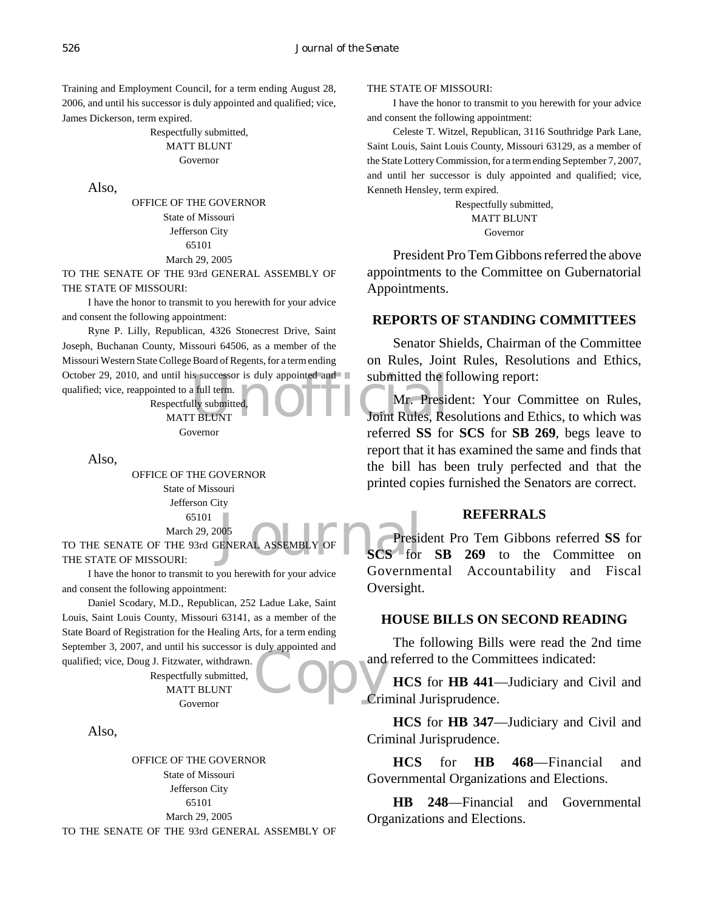Training and Employment Council, for a term ending August 28, 2006, and until his successor is duly appointed and qualified; vice, James Dickerson, term expired.

Respectfully submitted,
MATT BLUNT
Governor

Also,

OFFICE OF THE GOVERNOR
State of Missouri
Jefferson City
65101
March 29, 2005

TO THE SENATE OF THE 93rd GENERAL ASSEMBLY OF THE STATE OF MISSOURI:

I have the honor to transmit to you herewith for your advice and consent the following appointment:

Ryne P. Lilly, Republican, 4326 Stonecrest Drive, Saint Joseph, Buchanan County, Missouri 64506, as a member of the Missouri Western State College Board of Regents, for a term ending October 29, 2010, and until his successor is duly appointed and qualified; vice, reappointed to a full term.

Respectfully submitted,
MATT BLUNT
Governor

Also,

OFFICE OF THE GOVERNOR
State of Missouri
Jefferson City
65101
March 29, 2005

TO THE SENATE OF THE 93rd GENERAL ASSEMBLY OF THE STATE OF MISSOURI:

I have the honor to transmit to you herewith for your advice and consent the following appointment:

Daniel Scodary, M.D., Republican, 252 Ladue Lake, Saint Louis, Saint Louis County, Missouri 63141, as a member of the State Board of Registration for the Healing Arts, for a term ending September 3, 2007, and until his successor is duly appointed and qualified; vice, Doug J. Fitzwater, withdrawn.

Respectfully submitted,
MATT BLUNT
Governor

Also,

OFFICE OF THE GOVERNOR
State of Missouri
Jefferson City
65101
March 29, 2005

TO THE SENATE OF THE 93rd GENERAL ASSEMBLY OF THE STATE OF MISSOURI:

I have the honor to transmit to you herewith for your advice and consent the following appointment:

Celeste T. Witzel, Republican, 3116 Southridge Park Lane, Saint Louis, Saint Louis County, Missouri 63129, as a member of the State Lottery Commission, for a term ending September 7, 2007, and until her successor is duly appointed and qualified; vice, Kenneth Hensley, term expired.

Respectfully submitted,
MATT BLUNT
Governor

President Pro Tem Gibbons referred the above appointments to the Committee on Gubernatorial Appointments.

## REPORTS OF STANDING COMMITTEES

Senator Shields, Chairman of the Committee on Rules, Joint Rules, Resolutions and Ethics, submitted the following report:

Mr. President: Your Committee on Rules, Joint Rules, Resolutions and Ethics, to which was referred **SS** for **SCS** for **SB 269**, begs leave to report that it has examined the same and finds that the bill has been truly perfected and that the printed copies furnished the Senators are correct.

## REFERRALS

President Pro Tem Gibbons referred **SS** for **SCS** for **SB 269** to the Committee on Governmental Accountability and Fiscal Oversight.

## HOUSE BILLS ON SECOND READING

The following Bills were read the 2nd time and referred to the Committees indicated:

**HCS** for **HB 441**—Judiciary and Civil and Criminal Jurisprudence.

**HCS** for **HB 347**—Judiciary and Civil and Criminal Jurisprudence.

**HCS** for **HB 468**—Financial and Governmental Organizations and Elections.

**HB 248**—Financial and Governmental Organizations and Elections.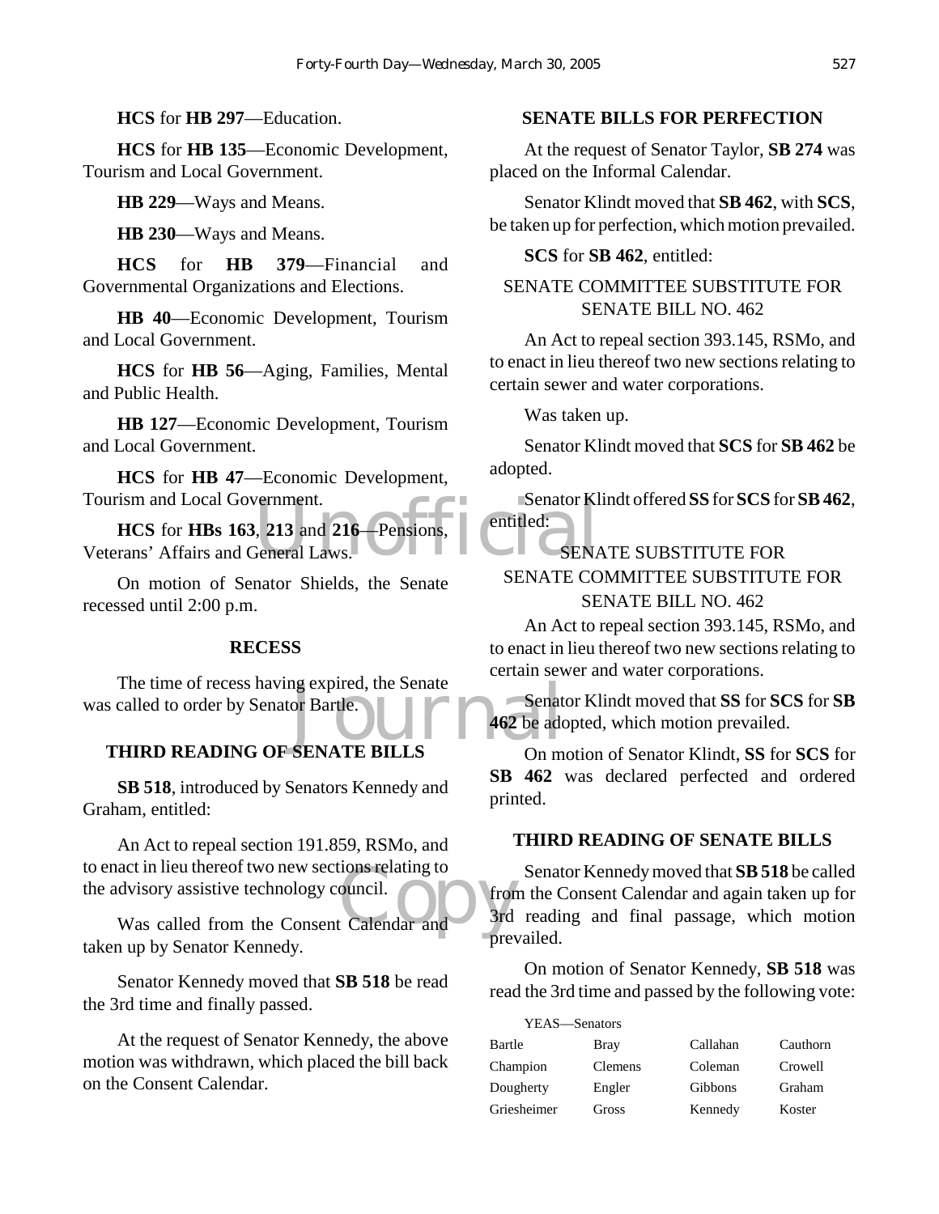**HCS** for **HB 297**—Education.

**HCS** for **HB 135**—Economic Development, Tourism and Local Government.

**HB 229**—Ways and Means.

**HB 230**—Ways and Means.

**HCS** for **HB 379**—Financial and Governmental Organizations and Elections.

**HB 40**—Economic Development, Tourism and Local Government.

**HCS** for **HB 56**—Aging, Families, Mental and Public Health.

**HB 127**—Economic Development, Tourism and Local Government.

**HCS** for **HB 47**—Economic Development, Tourism and Local Government.

**HCS** for **HBs 163**, **213** and **216**—Pensions, Veterans' Affairs and General Laws.

On motion of Senator Shields, the Senate recessed until 2:00 p.m.

## RECESS

The time of recess having expired, the Senate was called to order by Senator Bartle.

## THIRD READING OF SENATE BILLS

**SB 518**, introduced by Senators Kennedy and Graham, entitled:

An Act to repeal section 191.859, RSMo, and to enact in lieu thereof two new sections relating to the advisory assistive technology council.

Was called from the Consent Calendar and taken up by Senator Kennedy.

Senator Kennedy moved that **SB 518** be read the 3rd time and finally passed.

At the request of Senator Kennedy, the above motion was withdrawn, which placed the bill back on the Consent Calendar.

## SENATE BILLS FOR PERFECTION

At the request of Senator Taylor, **SB 274** was placed on the Informal Calendar.

Senator Klindt moved that **SB 462**, with **SCS**, be taken up for perfection, which motion prevailed.

**SCS** for **SB 462**, entitled:

SENATE COMMITTEE SUBSTITUTE FOR SENATE BILL NO. 462

An Act to repeal section 393.145, RSMo, and to enact in lieu thereof two new sections relating to certain sewer and water corporations.

Was taken up.

Senator Klindt moved that **SCS** for **SB 462** be adopted.

Senator Klindt offered **SS** for **SCS** for **SB 462**, entitled:

SENATE SUBSTITUTE FOR SENATE COMMITTEE SUBSTITUTE FOR SENATE BILL NO. 462

An Act to repeal section 393.145, RSMo, and to enact in lieu thereof two new sections relating to certain sewer and water corporations.

Senator Klindt moved that **SS** for **SCS** for **SB 462** be adopted, which motion prevailed.

On motion of Senator Klindt, **SS** for **SCS** for **SB 462** was declared perfected and ordered printed.

## THIRD READING OF SENATE BILLS

Senator Kennedy moved that **SB 518** be called from the Consent Calendar and again taken up for 3rd reading and final passage, which motion prevailed.

On motion of Senator Kennedy, **SB 518** was read the 3rd time and passed by the following vote:

YEAS—Senators

| | | | |
|---|---|---|---|
| Bartle | Bray | Callahan | Cauthorn |
| Champion | Clemens | Coleman | Crowell |
| Dougherty | Engler | Gibbons | Graham |
| Griesheimer | Gross | Kennedy | Koster |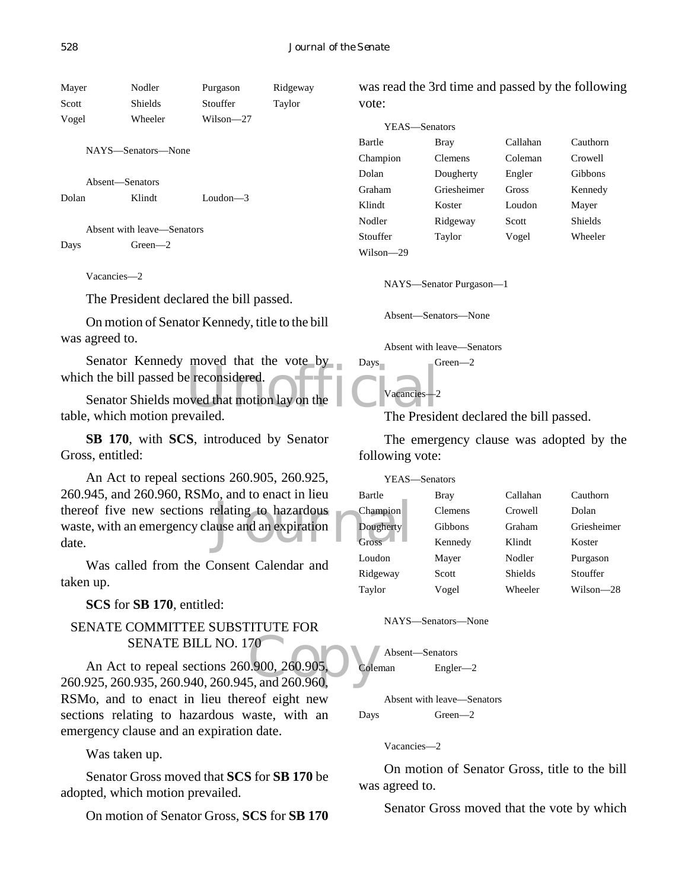| Mayer | Nodler | Purgason | Ridgeway |
|---|---|---|---|
| Scott | Shields | Stouffer | Taylor |
| Vogel | Wheeler | Wilson—27 | |

NAYS—Senators—None

Absent—Senators

| Dolan | Klindt | Loudon—3 |
|---|---|---|

Absent with leave—Senators

| Days | Green—2 |
|---|---|

Vacancies—2

The President declared the bill passed.

On motion of Senator Kennedy, title to the bill was agreed to.

Senator Kennedy moved that the vote by which the bill passed be reconsidered.

Senator Shields moved that motion lay on the table, which motion prevailed.

**SB 170**, with **SCS**, introduced by Senator Gross, entitled:

An Act to repeal sections 260.905, 260.925, 260.945, and 260.960, RSMo, and to enact in lieu thereof five new sections relating to hazardous waste, with an emergency clause and an expiration date.

Was called from the Consent Calendar and taken up.

**SCS** for **SB 170**, entitled:

SENATE COMMITTEE SUBSTITUTE FOR SENATE BILL NO. 170

An Act to repeal sections 260.900, 260.905, 260.925, 260.935, 260.940, 260.945, and 260.960, RSMo, and to enact in lieu thereof eight new sections relating to hazardous waste, with an emergency clause and an expiration date.

Was taken up.

Senator Gross moved that **SCS** for **SB 170** be adopted, which motion prevailed.

On motion of Senator Gross, **SCS** for **SB 170** was read the 3rd time and passed by the following vote:

YEAS—Senators

| Bartle | Bray | Callahan | Cauthorn |
|---|---|---|---|
| Champion | Clemens | Coleman | Crowell |
| Dolan | Dougherty | Engler | Gibbons |
| Graham | Griesheimer | Gross | Kennedy |
| Klindt | Koster | Loudon | Mayer |
| Nodler | Ridgeway | Scott | Shields |
| Stouffer | Taylor | Vogel | Wheeler |
| Wilson—29 | | | |

NAYS—Senator Purgason—1

Absent—Senators—None

Absent with leave—Senators

| Days | Green—2 |
|---|---|

Vacancies—2

The President declared the bill passed.

The emergency clause was adopted by the following vote:

YEAS—Senators

| Bartle | Bray | Callahan | Cauthorn |
|---|---|---|---|
| Champion | Clemens | Crowell | Dolan |
| Dougherty | Gibbons | Graham | Griesheimer |
| Gross | Kennedy | Klindt | Koster |
| Loudon | Mayer | Nodler | Purgason |
| Ridgeway | Scott | Shields | Stouffer |
| Taylor | Vogel | Wheeler | Wilson—28 |

NAYS—Senators—None

Absent—Senators

| Coleman | Engler—2 |
|---|---|

Absent with leave—Senators

| Days | Green—2 |
|---|---|

Vacancies—2

On motion of Senator Gross, title to the bill was agreed to.

Senator Gross moved that the vote by which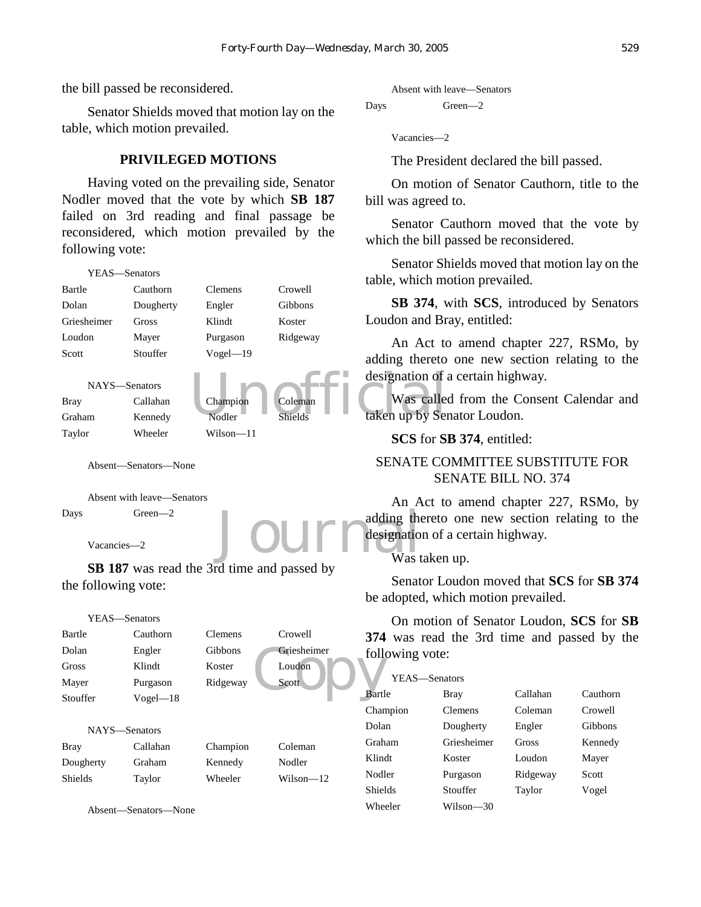the bill passed be reconsidered.

Senator Shields moved that motion lay on the table, which motion prevailed.

## PRIVILEGED MOTIONS

Having voted on the prevailing side, Senator Nodler moved that the vote by which **SB 187** failed on 3rd reading and final passage be reconsidered, which motion prevailed by the following vote:

YEAS—Senators

| | | | |
|---|---|---|---|
| Bartle | Cauthorn | Clemens | Crowell |
| Dolan | Dougherty | Engler | Gibbons |
| Griesheimer | Gross | Klindt | Koster |
| Loudon | Mayer | Purgason | Ridgeway |
| Scott | Stouffer | Vogel—19 | |

NAYS—Senators

| | | | |
|---|---|---|---|
| Bray | Callahan | Champion | Coleman |
| Graham | Kennedy | Nodler | Shields |
| Taylor | Wheeler | Wilson—11 | |

Absent—Senators—None

Absent with leave—Senators

Days Green—2

Vacancies—2

**SB 187** was read the 3rd time and passed by the following vote:

YEAS—Senators

| | | | |
|---|---|---|---|
| Bartle | Cauthorn | Clemens | Crowell |
| Dolan | Engler | Gibbons | Griesheimer |
| Gross | Klindt | Koster | Loudon |
| Mayer | Purgason | Ridgeway | Scott |
| Stouffer | Vogel—18 | | |

NAYS—Senators

| | | | |
|---|---|---|---|
| Bray | Callahan | Champion | Coleman |
| Dougherty | Graham | Kennedy | Nodler |
| Shields | Taylor | Wheeler | Wilson—12 |

Absent—Senators—None

Absent with leave—Senators

Days Green—2

Vacancies—2

The President declared the bill passed.

On motion of Senator Cauthorn, title to the bill was agreed to.

Senator Cauthorn moved that the vote by which the bill passed be reconsidered.

Senator Shields moved that motion lay on the table, which motion prevailed.

**SB 374**, with **SCS**, introduced by Senators Loudon and Bray, entitled:

An Act to amend chapter 227, RSMo, by adding thereto one new section relating to the designation of a certain highway.

Was called from the Consent Calendar and taken up by Senator Loudon.

**SCS** for **SB 374**, entitled:

SENATE COMMITTEE SUBSTITUTE FOR SENATE BILL NO. 374

An Act to amend chapter 227, RSMo, by adding thereto one new section relating to the designation of a certain highway.

Was taken up.

Senator Loudon moved that **SCS** for **SB 374** be adopted, which motion prevailed.

On motion of Senator Loudon, **SCS** for **SB 374** was read the 3rd time and passed by the following vote:

YEAS—Senators

| | | | |
|---|---|---|---|
| Bartle | Bray | Callahan | Cauthorn |
| Champion | Clemens | Coleman | Crowell |
| Dolan | Dougherty | Engler | Gibbons |
| Graham | Griesheimer | Gross | Kennedy |
| Klindt | Koster | Loudon | Mayer |
| Nodler | Purgason | Ridgeway | Scott |
| Shields | Stouffer | Taylor | Vogel |
| Wheeler | Wilson—30 | | |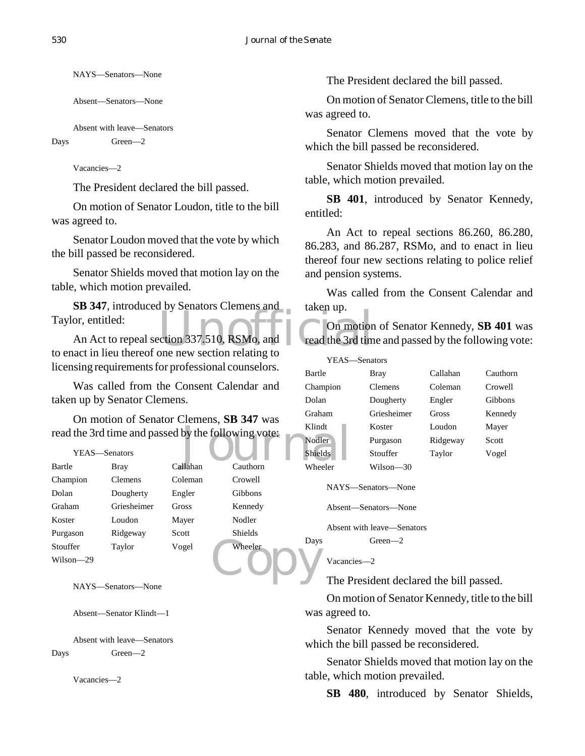NAYS—Senators—None

Absent—Senators—None

Absent with leave—Senators

Days Green—2

Vacancies—2

The President declared the bill passed.

On motion of Senator Loudon, title to the bill was agreed to.

Senator Loudon moved that the vote by which the bill passed be reconsidered.

Senator Shields moved that motion lay on the table, which motion prevailed.

**SB 347**, introduced by Senators Clemens and Taylor, entitled:

An Act to repeal section 337.510, RSMo, and to enact in lieu thereof one new section relating to licensing requirements for professional counselors.

Was called from the Consent Calendar and taken up by Senator Clemens.

On motion of Senator Clemens, **SB 347** was read the 3rd time and passed by the following vote:

YEAS—Senators

| | | | |
|---|---|---|---|
| Bartle | Bray | Callahan | Cauthorn |
| Champion | Clemens | Coleman | Crowell |
| Dolan | Dougherty | Engler | Gibbons |
| Graham | Griesheimer | Gross | Kennedy |
| Koster | Loudon | Mayer | Nodler |
| Purgason | Ridgeway | Scott | Shields |
| Stouffer | Taylor | Vogel | Wheeler |
| Wilson—29 | | | |

NAYS—Senators—None

Absent—Senator Klindt—1

Absent with leave—Senators

Days Green—2

Vacancies—2

The President declared the bill passed.

On motion of Senator Clemens, title to the bill was agreed to.

Senator Clemens moved that the vote by which the bill passed be reconsidered.

Senator Shields moved that motion lay on the table, which motion prevailed.

**SB 401**, introduced by Senator Kennedy, entitled:

An Act to repeal sections 86.260, 86.280, 86.283, and 86.287, RSMo, and to enact in lieu thereof four new sections relating to police relief and pension systems.

Was called from the Consent Calendar and taken up.

On motion of Senator Kennedy, **SB 401** was read the 3rd time and passed by the following vote:

YEAS—Senators

| | | | |
|---|---|---|---|
| Bartle | Bray | Callahan | Cauthorn |
| Champion | Clemens | Coleman | Crowell |
| Dolan | Dougherty | Engler | Gibbons |
| Graham | Griesheimer | Gross | Kennedy |
| Klindt | Koster | Loudon | Mayer |
| Nodler | Purgason | Ridgeway | Scott |
| Shields | Stouffer | Taylor | Vogel |
| Wheeler | Wilson—30 | | |

NAYS—Senators—None

Absent—Senators—None

Absent with leave—Senators

Days Green—2

Vacancies—2

The President declared the bill passed.

On motion of Senator Kennedy, title to the bill was agreed to.

Senator Kennedy moved that the vote by which the bill passed be reconsidered.

Senator Shields moved that motion lay on the table, which motion prevailed.

**SB 480**, introduced by Senator Shields,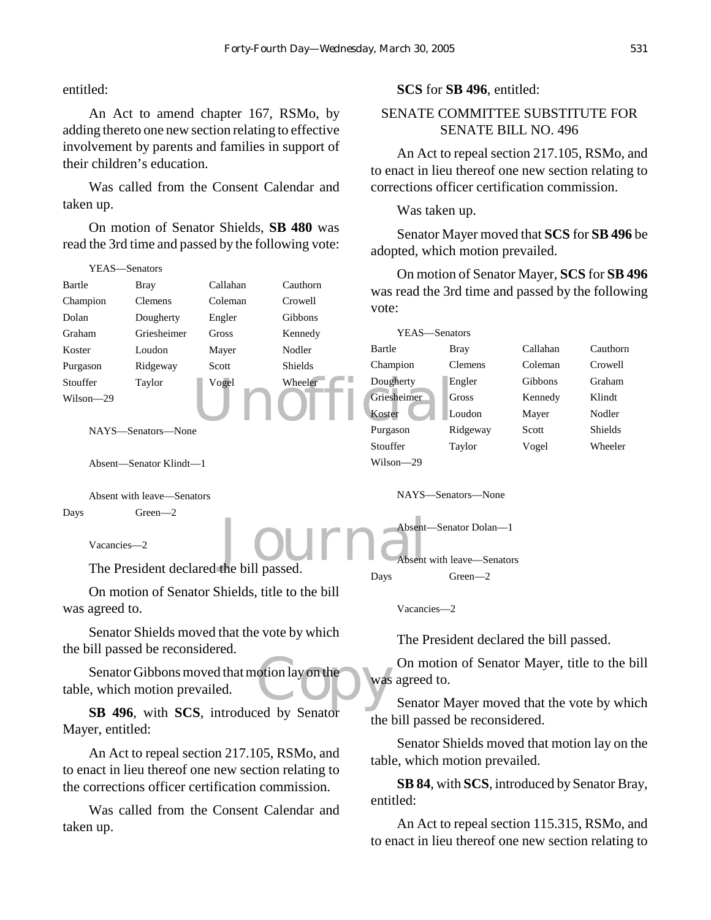entitled:

An Act to amend chapter 167, RSMo, by adding thereto one new section relating to effective involvement by parents and families in support of their children's education.

Was called from the Consent Calendar and taken up.

On motion of Senator Shields, **SB 480** was read the 3rd time and passed by the following vote:

YEAS—Senators

| | | | |
|---|---|---|---|
| Bartle | Bray | Callahan | Cauthorn |
| Champion | Clemens | Coleman | Crowell |
| Dolan | Dougherty | Engler | Gibbons |
| Graham | Griesheimer | Gross | Kennedy |
| Koster | Loudon | Mayer | Nodler |
| Purgason | Ridgeway | Scott | Shields |
| Stouffer | Taylor | Vogel | Wheeler |
| Wilson—29 | | | |

NAYS—Senators—None

Absent—Senator Klindt—1

Absent with leave—Senators

| | |
|---|---|
| Days | Green—2 |

Vacancies—2

The President declared the bill passed.

On motion of Senator Shields, title to the bill was agreed to.

Senator Shields moved that the vote by which the bill passed be reconsidered.

Senator Gibbons moved that motion lay on the table, which motion prevailed.

**SB 496**, with **SCS**, introduced by Senator Mayer, entitled:

An Act to repeal section 217.105, RSMo, and to enact in lieu thereof one new section relating to the corrections officer certification commission.

Was called from the Consent Calendar and taken up.

**SCS** for **SB 496**, entitled:

SENATE COMMITTEE SUBSTITUTE FOR SENATE BILL NO. 496

An Act to repeal section 217.105, RSMo, and to enact in lieu thereof one new section relating to corrections officer certification commission.

Was taken up.

Senator Mayer moved that **SCS** for **SB 496** be adopted, which motion prevailed.

On motion of Senator Mayer, **SCS** for **SB 496** was read the 3rd time and passed by the following vote:

YEAS—Senators

| | | | |
|---|---|---|---|
| Bartle | Bray | Callahan | Cauthorn |
| Champion | Clemens | Coleman | Crowell |
| Dougherty | Engler | Gibbons | Graham |
| Griesheimer | Gross | Kennedy | Klindt |
| Koster | Loudon | Mayer | Nodler |
| Purgason | Ridgeway | Scott | Shields |
| Stouffer | Taylor | Vogel | Wheeler |
| Wilson—29 | | | |

NAYS—Senators—None

Absent—Senator Dolan—1

Absent with leave—Senators

| | |
|---|---|
| Days | Green—2 |

Vacancies—2

The President declared the bill passed.

On motion of Senator Mayer, title to the bill was agreed to.

Senator Mayer moved that the vote by which the bill passed be reconsidered.

Senator Shields moved that motion lay on the table, which motion prevailed.

**SB 84**, with **SCS**, introduced by Senator Bray, entitled:

An Act to repeal section 115.315, RSMo, and to enact in lieu thereof one new section relating to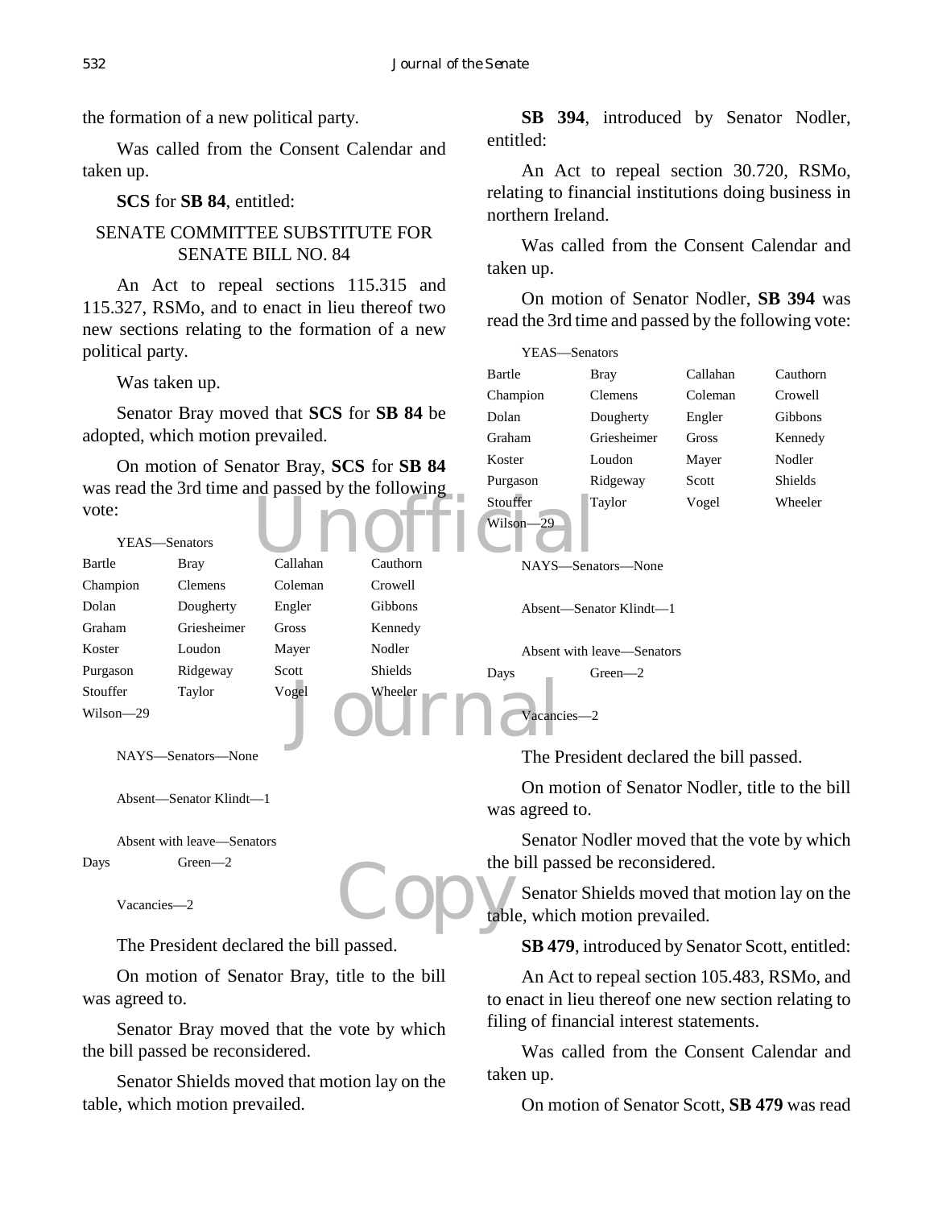the formation of a new political party.

Was called from the Consent Calendar and taken up.

**SCS** for **SB 84**, entitled:

SENATE COMMITTEE SUBSTITUTE FOR SENATE BILL NO. 84

An Act to repeal sections 115.315 and 115.327, RSMo, and to enact in lieu thereof two new sections relating to the formation of a new political party.

Was taken up.

Senator Bray moved that **SCS** for **SB 84** be adopted, which motion prevailed.

On motion of Senator Bray, **SCS** for **SB 84** was read the 3rd time and passed by the following vote:

YEAS—Senators

| | | | |
|---|---|---|---|
| Bartle | Bray | Callahan | Cauthorn |
| Champion | Clemens | Coleman | Crowell |
| Dolan | Dougherty | Engler | Gibbons |
| Graham | Griesheimer | Gross | Kennedy |
| Koster | Loudon | Mayer | Nodler |
| Purgason | Ridgeway | Scott | Shields |
| Stouffer | Taylor | Vogel | Wheeler |
| Wilson—29 | | | |

NAYS—Senators—None

Absent—Senator Klindt—1

Absent with leave—Senators

| | |
|---|---|
| Days | Green—2 |

Vacancies—2

The President declared the bill passed.

On motion of Senator Bray, title to the bill was agreed to.

Senator Bray moved that the vote by which the bill passed be reconsidered.

Senator Shields moved that motion lay on the table, which motion prevailed.

**SB 394**, introduced by Senator Nodler, entitled:

An Act to repeal section 30.720, RSMo, relating to financial institutions doing business in northern Ireland.

Was called from the Consent Calendar and taken up.

On motion of Senator Nodler, **SB 394** was read the 3rd time and passed by the following vote:

YEAS—Senators

| | | | |
|---|---|---|---|
| Bartle | Bray | Callahan | Cauthorn |
| Champion | Clemens | Coleman | Crowell |
| Dolan | Dougherty | Engler | Gibbons |
| Graham | Griesheimer | Gross | Kennedy |
| Koster | Loudon | Mayer | Nodler |
| Purgason | Ridgeway | Scott | Shields |
| Stouffer | Taylor | Vogel | Wheeler |
| Wilson—29 | | | |

NAYS—Senators—None

Absent—Senator Klindt—1

Absent with leave—Senators

| | |
|---|---|
| Days | Green—2 |

Vacancies—2

The President declared the bill passed.

On motion of Senator Nodler, title to the bill was agreed to.

Senator Nodler moved that the vote by which the bill passed be reconsidered.

Senator Shields moved that motion lay on the table, which motion prevailed.

**SB 479**, introduced by Senator Scott, entitled:

An Act to repeal section 105.483, RSMo, and to enact in lieu thereof one new section relating to filing of financial interest statements.

Was called from the Consent Calendar and taken up.

On motion of Senator Scott, **SB 479** was read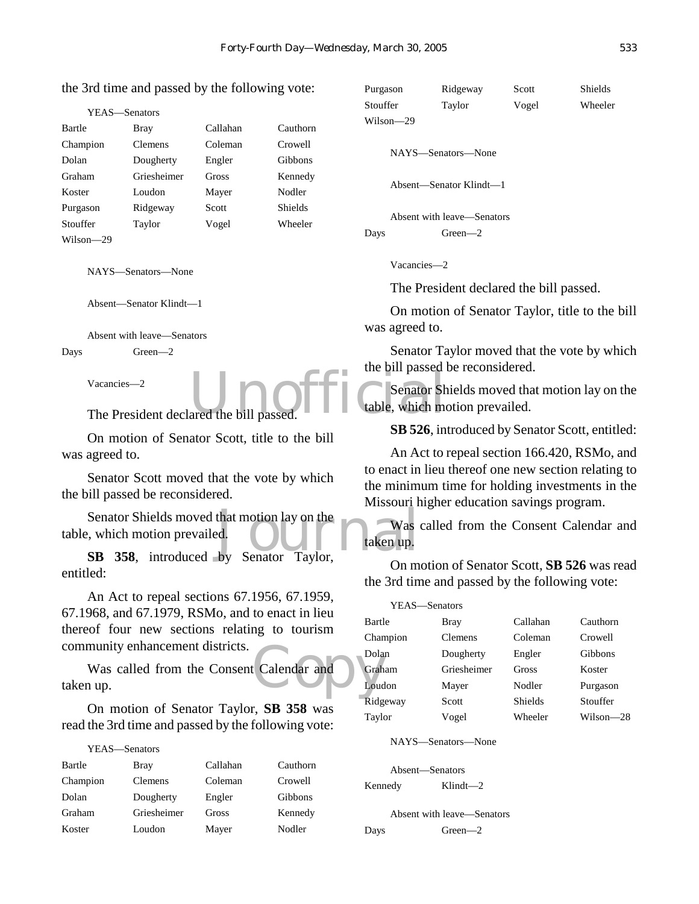the 3rd time and passed by the following vote:

YEAS—Senators

| | | | |
|---|---|---|---|
| Bartle | Bray | Callahan | Cauthorn |
| Champion | Clemens | Coleman | Crowell |
| Dolan | Dougherty | Engler | Gibbons |
| Graham | Griesheimer | Gross | Kennedy |
| Koster | Loudon | Mayer | Nodler |
| Purgason | Ridgeway | Scott | Shields |
| Stouffer | Taylor | Vogel | Wheeler |
| Wilson—29 | | | |

NAYS—Senators—None

Absent—Senator Klindt—1

Absent with leave—Senators

Days Green—2

Vacancies—2

The President declared the bill passed.

On motion of Senator Scott, title to the bill was agreed to.

Senator Scott moved that the vote by which the bill passed be reconsidered.

Senator Shields moved that motion lay on the table, which motion prevailed.

**SB 358**, introduced by Senator Taylor, entitled:

An Act to repeal sections 67.1956, 67.1959, 67.1968, and 67.1979, RSMo, and to enact in lieu thereof four new sections relating to tourism community enhancement districts.

Was called from the Consent Calendar and taken up.

On motion of Senator Taylor, **SB 358** was read the 3rd time and passed by the following vote:

YEAS—Senators

| | | | |
|---|---|---|---|
| Bartle | Bray | Callahan | Cauthorn |
| Champion | Clemens | Coleman | Crowell |
| Dolan | Dougherty | Engler | Gibbons |
| Graham | Griesheimer | Gross | Kennedy |
| Koster | Loudon | Mayer | Nodler |
| Purgason | Ridgeway | Scott | Shields |
| Stouffer | Taylor | Vogel | Wheeler |
| Wilson—29 | | | |

NAYS—Senators—None

Absent—Senator Klindt—1

Absent with leave—Senators

Days Green—2

Vacancies—2

The President declared the bill passed.

On motion of Senator Taylor, title to the bill was agreed to.

Senator Taylor moved that the vote by which the bill passed be reconsidered.

Senator Shields moved that motion lay on the table, which motion prevailed.

**SB 526**, introduced by Senator Scott, entitled:

An Act to repeal section 166.420, RSMo, and to enact in lieu thereof one new section relating to the minimum time for holding investments in the Missouri higher education savings program.

Was called from the Consent Calendar and taken up.

On motion of Senator Scott, **SB 526** was read the 3rd time and passed by the following vote:

YEAS—Senators

| | | | |
|---|---|---|---|
| Bartle | Bray | Callahan | Cauthorn |
| Champion | Clemens | Coleman | Crowell |
| Dolan | Dougherty | Engler | Gibbons |
| Graham | Griesheimer | Gross | Koster |
| Loudon | Mayer | Nodler | Purgason |
| Ridgeway | Scott | Shields | Stouffer |
| Taylor | Vogel | Wheeler | Wilson—28 |

NAYS—Senators—None

Absent—Senators

Kennedy Klindt—2

Absent with leave—Senators

Days Green—2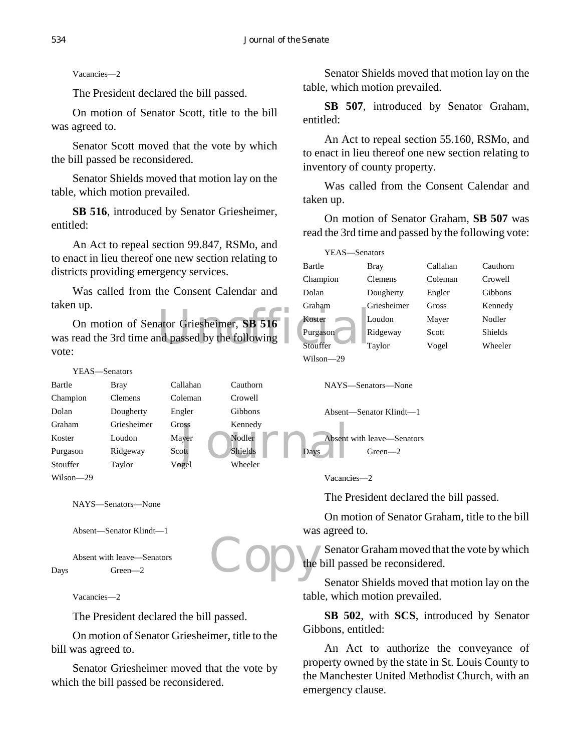Vacancies—2

The President declared the bill passed.

On motion of Senator Scott, title to the bill was agreed to.

Senator Scott moved that the vote by which the bill passed be reconsidered.

Senator Shields moved that motion lay on the table, which motion prevailed.

**SB 516**, introduced by Senator Griesheimer, entitled:

An Act to repeal section 99.847, RSMo, and to enact in lieu thereof one new section relating to districts providing emergency services.

Was called from the Consent Calendar and taken up.

On motion of Senator Griesheimer, **SB 516** was read the 3rd time and passed by the following vote:

YEAS—Senators

| | | | |
|---|---|---|---|
| Bartle | Bray | Callahan | Cauthorn |
| Champion | Clemens | Coleman | Crowell |
| Dolan | Dougherty | Engler | Gibbons |
| Graham | Griesheimer | Gross | Kennedy |
| Koster | Loudon | Mayer | Nodler |
| Purgason | Ridgeway | Scott | Shields |
| Stouffer | Taylor | Vogel | Wheeler |
| Wilson—29 | | | |

NAYS—Senators—None

Absent—Senator Klindt—1

Absent with leave—Senators

Days Green—2

Vacancies—2

The President declared the bill passed.

On motion of Senator Griesheimer, title to the bill was agreed to.

Senator Griesheimer moved that the vote by which the bill passed be reconsidered.

Senator Shields moved that motion lay on the table, which motion prevailed.

**SB 507**, introduced by Senator Graham, entitled:

An Act to repeal section 55.160, RSMo, and to enact in lieu thereof one new section relating to inventory of county property.

Was called from the Consent Calendar and taken up.

On motion of Senator Graham, **SB 507** was read the 3rd time and passed by the following vote:

YEAS—Senators

| | | | |
|---|---|---|---|
| Bartle | Bray | Callahan | Cauthorn |
| Champion | Clemens | Coleman | Crowell |
| Dolan | Dougherty | Engler | Gibbons |
| Graham | Griesheimer | Gross | Kennedy |
| Koster | Loudon | Mayer | Nodler |
| Purgason | Ridgeway | Scott | Shields |
| Stouffer | Taylor | Vogel | Wheeler |
| Wilson—29 | | | |

NAYS—Senators—None

Absent—Senator Klindt—1

Absent with leave—Senators

Days Green—2

Vacancies—2

The President declared the bill passed.

On motion of Senator Graham, title to the bill was agreed to.

Senator Graham moved that the vote by which the bill passed be reconsidered.

Senator Shields moved that motion lay on the table, which motion prevailed.

**SB 502**, with **SCS**, introduced by Senator Gibbons, entitled:

An Act to authorize the conveyance of property owned by the state in St. Louis County to the Manchester United Methodist Church, with an emergency clause.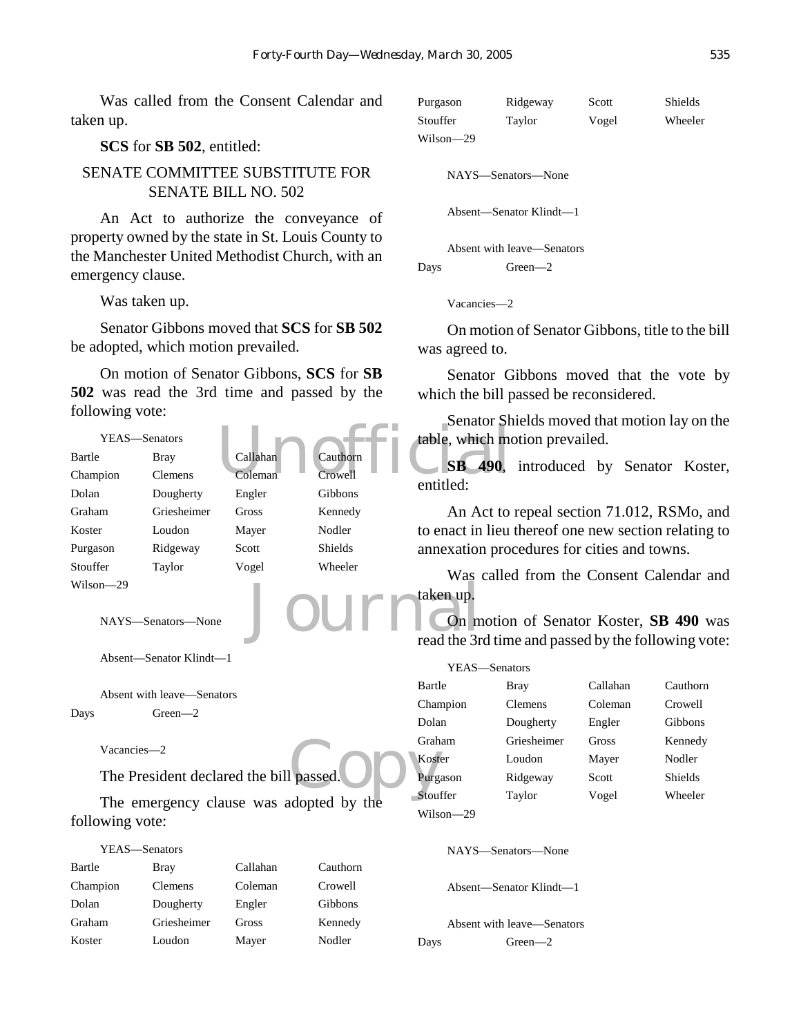Was called from the Consent Calendar and taken up.

**SCS** for **SB 502**, entitled:

SENATE COMMITTEE SUBSTITUTE FOR SENATE BILL NO. 502

An Act to authorize the conveyance of property owned by the state in St. Louis County to the Manchester United Methodist Church, with an emergency clause.

Was taken up.

Senator Gibbons moved that **SCS** for **SB 502** be adopted, which motion prevailed.

On motion of Senator Gibbons, **SCS** for **SB 502** was read the 3rd time and passed by the following vote:

YEAS—Senators

| | | | |
|---|---|---|---|
| Bartle | Bray | Callahan | Cauthorn |
| Champion | Clemens | Coleman | Crowell |
| Dolan | Dougherty | Engler | Gibbons |
| Graham | Griesheimer | Gross | Kennedy |
| Koster | Loudon | Mayer | Nodler |
| Purgason | Ridgeway | Scott | Shields |
| Stouffer | Taylor | Vogel | Wheeler |
| Wilson—29 | | | |

NAYS—Senators—None

Absent—Senator Klindt—1

Absent with leave—Senators
Days Green—2

Vacancies—2

The President declared the bill passed.

The emergency clause was adopted by the following vote:

YEAS—Senators

| | | | |
|---|---|---|---|
| Bartle | Bray | Callahan | Cauthorn |
| Champion | Clemens | Coleman | Crowell |
| Dolan | Dougherty | Engler | Gibbons |
| Graham | Griesheimer | Gross | Kennedy |
| Koster | Loudon | Mayer | Nodler |
| Purgason | Ridgeway | Scott | Shields |
| Stouffer | Taylor | Vogel | Wheeler |
| Wilson—29 | | | |

NAYS—Senators—None

Absent—Senator Klindt—1

Absent with leave—Senators
Days Green—2

Vacancies—2

On motion of Senator Gibbons, title to the bill was agreed to.

Senator Gibbons moved that the vote by which the bill passed be reconsidered.

Senator Shields moved that motion lay on the table, which motion prevailed.

**SB 490**, introduced by Senator Koster, entitled:

An Act to repeal section 71.012, RSMo, and to enact in lieu thereof one new section relating to annexation procedures for cities and towns.

Was called from the Consent Calendar and taken up.

On motion of Senator Koster, **SB 490** was read the 3rd time and passed by the following vote:

YEAS—Senators

| | | | |
|---|---|---|---|
| Bartle | Bray | Callahan | Cauthorn |
| Champion | Clemens | Coleman | Crowell |
| Dolan | Dougherty | Engler | Gibbons |
| Graham | Griesheimer | Gross | Kennedy |
| Koster | Loudon | Mayer | Nodler |
| Purgason | Ridgeway | Scott | Shields |
| Stouffer | Taylor | Vogel | Wheeler |
| Wilson—29 | | | |

NAYS—Senators—None

Absent—Senator Klindt—1

Absent with leave—Senators
Days Green—2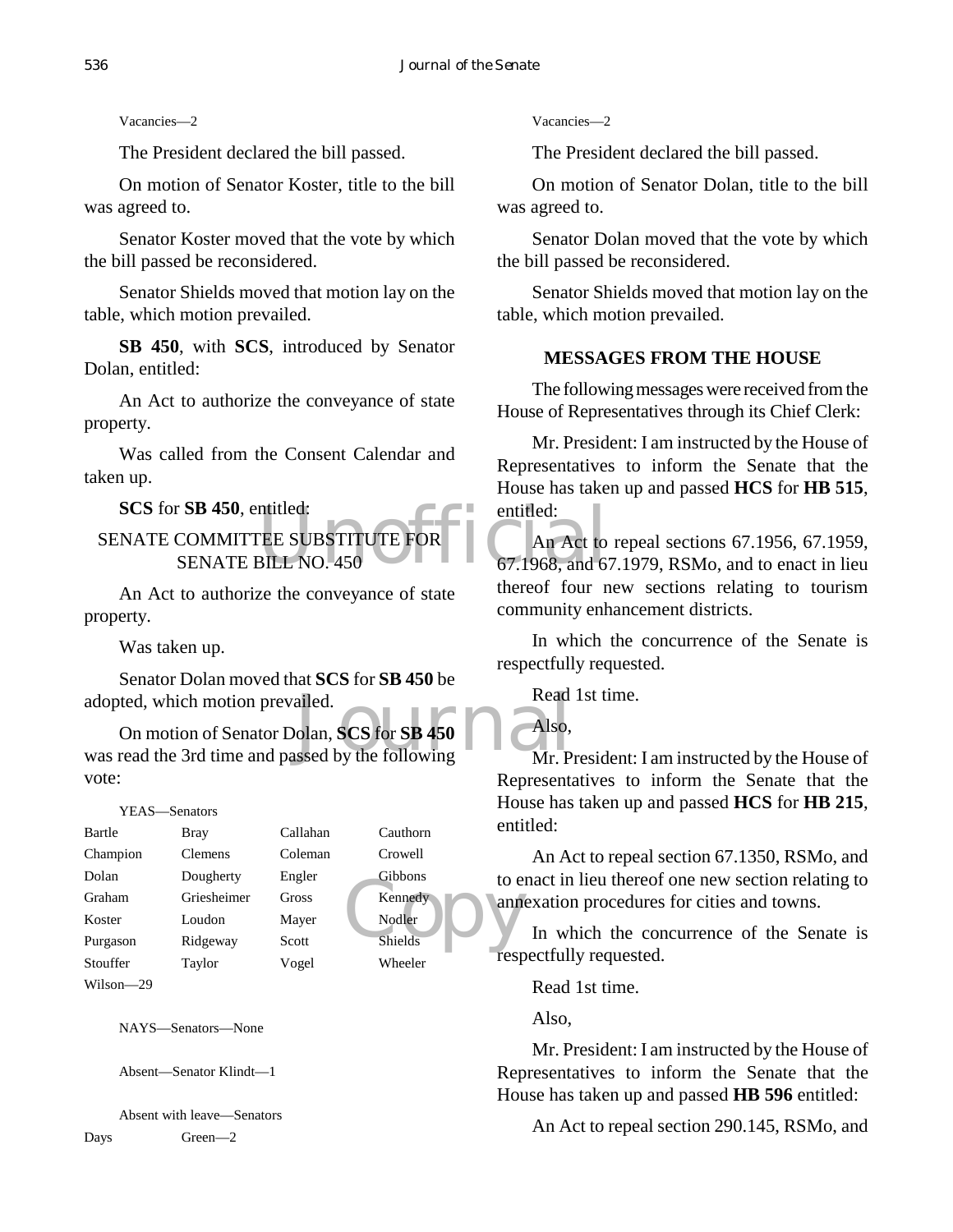Vacancies—2

The President declared the bill passed.

On motion of Senator Koster, title to the bill was agreed to.

Senator Koster moved that the vote by which the bill passed be reconsidered.

Senator Shields moved that motion lay on the table, which motion prevailed.

**SB 450**, with **SCS**, introduced by Senator Dolan, entitled:

An Act to authorize the conveyance of state property.

Was called from the Consent Calendar and taken up.

**SCS** for **SB 450**, entitled:

SENATE COMMITTEE SUBSTITUTE FOR SENATE BILL NO. 450

An Act to authorize the conveyance of state property.

Was taken up.

Senator Dolan moved that **SCS** for **SB 450** be adopted, which motion prevailed.

On motion of Senator Dolan, **SCS** for **SB 450** was read the 3rd time and passed by the following vote:

YEAS—Senators

| | | | |
|---|---|---|---|
| Bartle | Bray | Callahan | Cauthorn |
| Champion | Clemens | Coleman | Crowell |
| Dolan | Dougherty | Engler | Gibbons |
| Graham | Griesheimer | Gross | Kennedy |
| Koster | Loudon | Mayer | Nodler |
| Purgason | Ridgeway | Scott | Shields |
| Stouffer | Taylor | Vogel | Wheeler |
| Wilson—29 | | | |

NAYS—Senators—None

Absent—Senator Klindt—1

Absent with leave—Senators

Days Green—2

Vacancies—2

The President declared the bill passed.

On motion of Senator Dolan, title to the bill was agreed to.

Senator Dolan moved that the vote by which the bill passed be reconsidered.

Senator Shields moved that motion lay on the table, which motion prevailed.

## MESSAGES FROM THE HOUSE

The following messages were received from the House of Representatives through its Chief Clerk:

Mr. President: I am instructed by the House of Representatives to inform the Senate that the House has taken up and passed **HCS** for **HB 515**, entitled:

An Act to repeal sections 67.1956, 67.1959, 67.1968, and 67.1979, RSMo, and to enact in lieu thereof four new sections relating to tourism community enhancement districts.

In which the concurrence of the Senate is respectfully requested.

Read 1st time.

Also,

Mr. President: I am instructed by the House of Representatives to inform the Senate that the House has taken up and passed **HCS** for **HB 215**, entitled:

An Act to repeal section 67.1350, RSMo, and to enact in lieu thereof one new section relating to annexation procedures for cities and towns.

In which the concurrence of the Senate is respectfully requested.

Read 1st time.

Also,

Mr. President: I am instructed by the House of Representatives to inform the Senate that the House has taken up and passed **HB 596** entitled:

An Act to repeal section 290.145, RSMo, and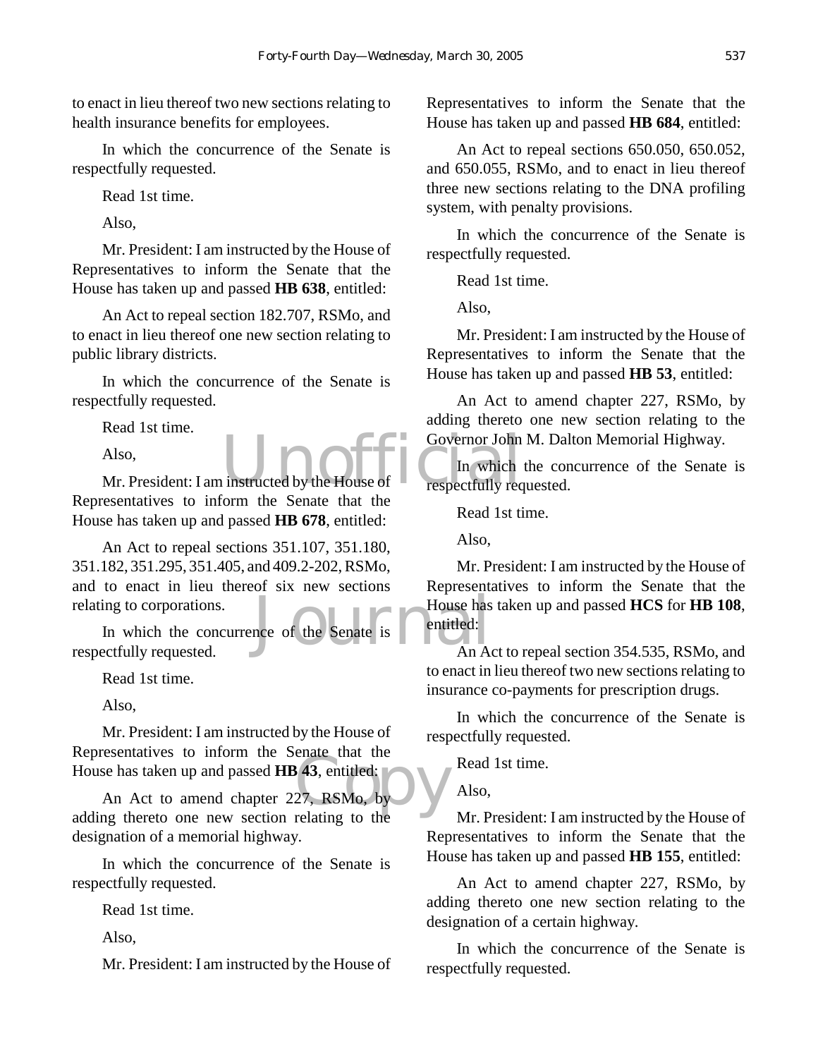to enact in lieu thereof two new sections relating to health insurance benefits for employees.

In which the concurrence of the Senate is respectfully requested.

Read 1st time.

Also,

Mr. President: I am instructed by the House of Representatives to inform the Senate that the House has taken up and passed **HB 638**, entitled:

An Act to repeal section 182.707, RSMo, and to enact in lieu thereof one new section relating to public library districts.

In which the concurrence of the Senate is respectfully requested.

Read 1st time.

Also,

Mr. President: I am instructed by the House of Representatives to inform the Senate that the House has taken up and passed **HB 678**, entitled:

An Act to repeal sections 351.107, 351.180, 351.182, 351.295, 351.405, and 409.2-202, RSMo, and to enact in lieu thereof six new sections relating to corporations.

In which the concurrence of the Senate is respectfully requested.

Read 1st time.

Also,

Mr. President: I am instructed by the House of Representatives to inform the Senate that the House has taken up and passed **HB 43**, entitled:

An Act to amend chapter 227, RSMo, by adding thereto one new section relating to the designation of a memorial highway.

In which the concurrence of the Senate is respectfully requested.

Read 1st time.

Also,

Mr. President: I am instructed by the House of Representatives to inform the Senate that the House has taken up and passed **HB 684**, entitled:

An Act to repeal sections 650.050, 650.052, and 650.055, RSMo, and to enact in lieu thereof three new sections relating to the DNA profiling system, with penalty provisions.

In which the concurrence of the Senate is respectfully requested.

Read 1st time.

Also,

Mr. President: I am instructed by the House of Representatives to inform the Senate that the House has taken up and passed **HB 53**, entitled:

An Act to amend chapter 227, RSMo, by adding thereto one new section relating to the Governor John M. Dalton Memorial Highway.

In which the concurrence of the Senate is respectfully requested.

Read 1st time.

Also,

Mr. President: I am instructed by the House of Representatives to inform the Senate that the House has taken up and passed **HCS** for **HB 108**, entitled:

An Act to repeal section 354.535, RSMo, and to enact in lieu thereof two new sections relating to insurance co-payments for prescription drugs.

In which the concurrence of the Senate is respectfully requested.

Read 1st time.

Also,

Mr. President: I am instructed by the House of Representatives to inform the Senate that the House has taken up and passed **HB 155**, entitled:

An Act to amend chapter 227, RSMo, by adding thereto one new section relating to the designation of a certain highway.

In which the concurrence of the Senate is respectfully requested.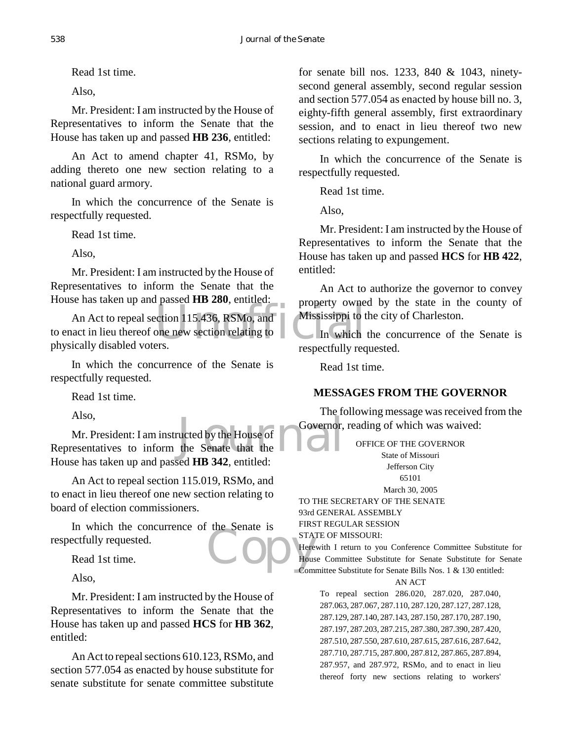Read 1st time.

Also,

Mr. President: I am instructed by the House of Representatives to inform the Senate that the House has taken up and passed **HB 236**, entitled:

An Act to amend chapter 41, RSMo, by adding thereto one new section relating to a national guard armory.

In which the concurrence of the Senate is respectfully requested.

Read 1st time.

Also,

Mr. President: I am instructed by the House of Representatives to inform the Senate that the House has taken up and passed **HB 280**, entitled:

An Act to repeal section 115.436, RSMo, and to enact in lieu thereof one new section relating to physically disabled voters.

In which the concurrence of the Senate is respectfully requested.

Read 1st time.

Also,

Mr. President: I am instructed by the House of Representatives to inform the Senate that the House has taken up and passed **HB 342**, entitled:

An Act to repeal section 115.019, RSMo, and to enact in lieu thereof one new section relating to board of election commissioners.

In which the concurrence of the Senate is respectfully requested.

Read 1st time.

Also,

Mr. President: I am instructed by the House of Representatives to inform the Senate that the House has taken up and passed **HCS** for **HB 362**, entitled:

An Act to repeal sections 610.123, RSMo, and section 577.054 as enacted by house substitute for senate substitute for senate committee substitute for senate bill nos. 1233, 840 & 1043, ninety-second general assembly, second regular session and section 577.054 as enacted by house bill no. 3, eighty-fifth general assembly, first extraordinary session, and to enact in lieu thereof two new sections relating to expungement.

In which the concurrence of the Senate is respectfully requested.

Read 1st time.

Also,

Mr. President: I am instructed by the House of Representatives to inform the Senate that the House has taken up and passed **HCS** for **HB 422**, entitled:

An Act to authorize the governor to convey property owned by the state in the county of Mississippi to the city of Charleston.

In which the concurrence of the Senate is respectfully requested.

Read 1st time.

## MESSAGES FROM THE GOVERNOR

The following message was received from the Governor, reading of which was waived:

OFFICE OF THE GOVERNOR
State of Missouri
Jefferson City
65101
March 30, 2005

TO THE SECRETARY OF THE SENATE
93rd GENERAL ASSEMBLY
FIRST REGULAR SESSION
STATE OF MISSOURI:

Herewith I return to you Conference Committee Substitute for House Committee Substitute for Senate Substitute for Senate Committee Substitute for Senate Bills Nos. 1 & 130 entitled:

AN ACT

To repeal section 286.020, 287.020, 287.040, 287.063, 287.067, 287.110, 287.120, 287.127, 287.128, 287.129, 287.140, 287.143, 287.150, 287.170, 287.190, 287.197, 287.203, 287.215, 287.380, 287.390, 287.420, 287.510, 287.550, 287.610, 287.615, 287.616, 287.642, 287.710, 287.715, 287.800, 287.812, 287.865, 287.894, 287.957, and 287.972, RSMo, and to enact in lieu thereof forty new sections relating to workers'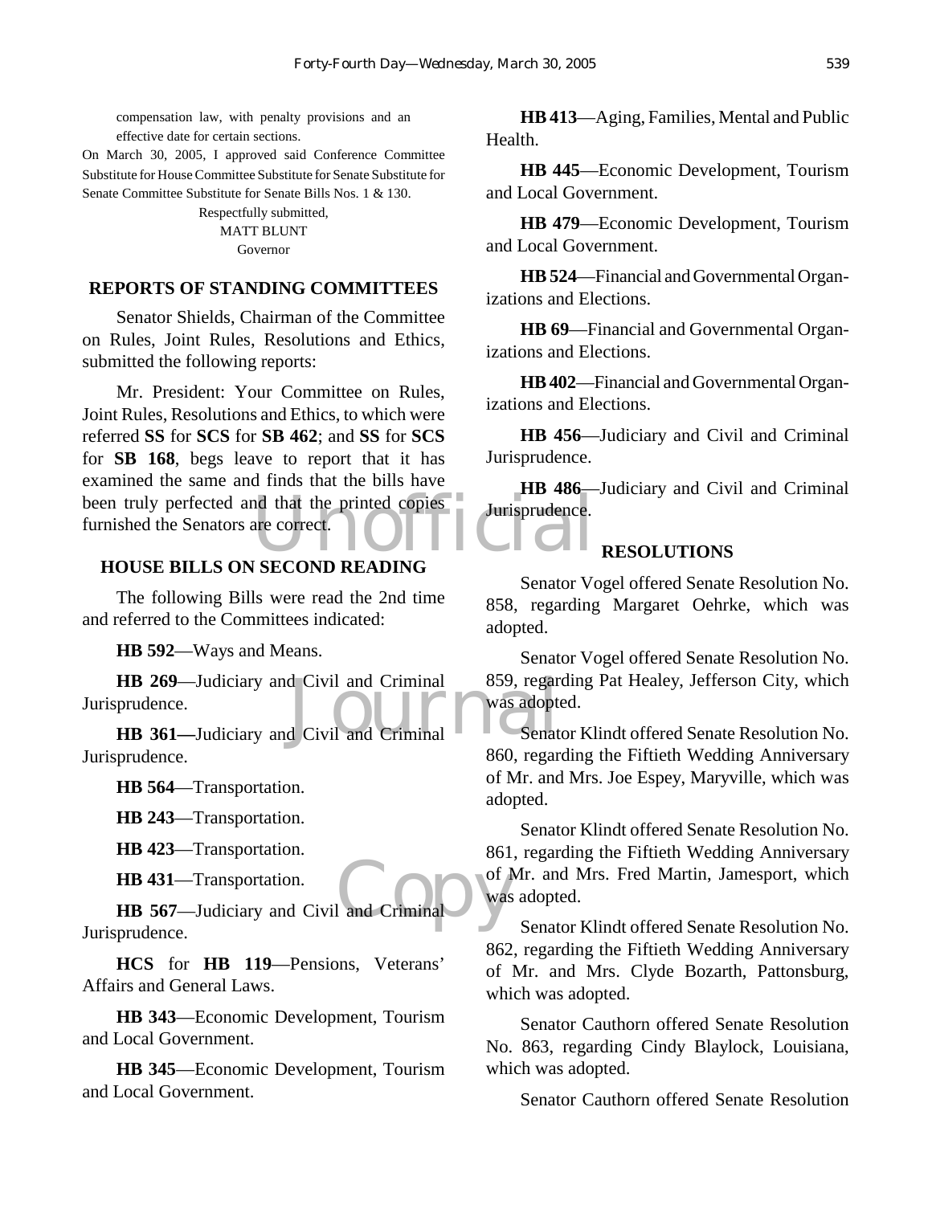compensation law, with penalty provisions and an effective date for certain sections.

On March 30, 2005, I approved said Conference Committee Substitute for House Committee Substitute for Senate Substitute for Senate Committee Substitute for Senate Bills Nos. 1 & 130.

Respectfully submitted,
MATT BLUNT
Governor

## REPORTS OF STANDING COMMITTEES

Senator Shields, Chairman of the Committee on Rules, Joint Rules, Resolutions and Ethics, submitted the following reports:

Mr. President: Your Committee on Rules, Joint Rules, Resolutions and Ethics, to which were referred **SS** for **SCS** for **SB 462**; and **SS** for **SCS** for **SB 168**, begs leave to report that it has examined the same and finds that the bills have been truly perfected and that the printed copies furnished the Senators are correct.

## HOUSE BILLS ON SECOND READING

The following Bills were read the 2nd time and referred to the Committees indicated:

**HB 592**—Ways and Means.

**HB 269**—Judiciary and Civil and Criminal Jurisprudence.

**HB 361—**Judiciary and Civil and Criminal Jurisprudence.

**HB 564**—Transportation.

**HB 243**—Transportation.

**HB 423**—Transportation.

**HB 431**—Transportation.

**HB 567**—Judiciary and Civil and Criminal Jurisprudence.

**HCS** for **HB 119**—Pensions, Veterans' Affairs and General Laws.

**HB 343**—Economic Development, Tourism and Local Government.

**HB 345**—Economic Development, Tourism and Local Government.

**HB 413**—Aging, Families, Mental and Public Health.

**HB 445**—Economic Development, Tourism and Local Government.

**HB 479**—Economic Development, Tourism and Local Government.

**HB 524**—Financial and Governmental Organizations and Elections.

**HB 69**—Financial and Governmental Organizations and Elections.

**HB 402**—Financial and Governmental Organizations and Elections.

**HB 456**—Judiciary and Civil and Criminal Jurisprudence.

**HB 486**—Judiciary and Civil and Criminal Jurisprudence.

## RESOLUTIONS

Senator Vogel offered Senate Resolution No. 858, regarding Margaret Oehrke, which was adopted.

Senator Vogel offered Senate Resolution No. 859, regarding Pat Healey, Jefferson City, which was adopted.

Senator Klindt offered Senate Resolution No. 860, regarding the Fiftieth Wedding Anniversary of Mr. and Mrs. Joe Espey, Maryville, which was adopted.

Senator Klindt offered Senate Resolution No. 861, regarding the Fiftieth Wedding Anniversary of Mr. and Mrs. Fred Martin, Jamesport, which was adopted.

Senator Klindt offered Senate Resolution No. 862, regarding the Fiftieth Wedding Anniversary of Mr. and Mrs. Clyde Bozarth, Pattonsburg, which was adopted.

Senator Cauthorn offered Senate Resolution No. 863, regarding Cindy Blaylock, Louisiana, which was adopted.

Senator Cauthorn offered Senate Resolution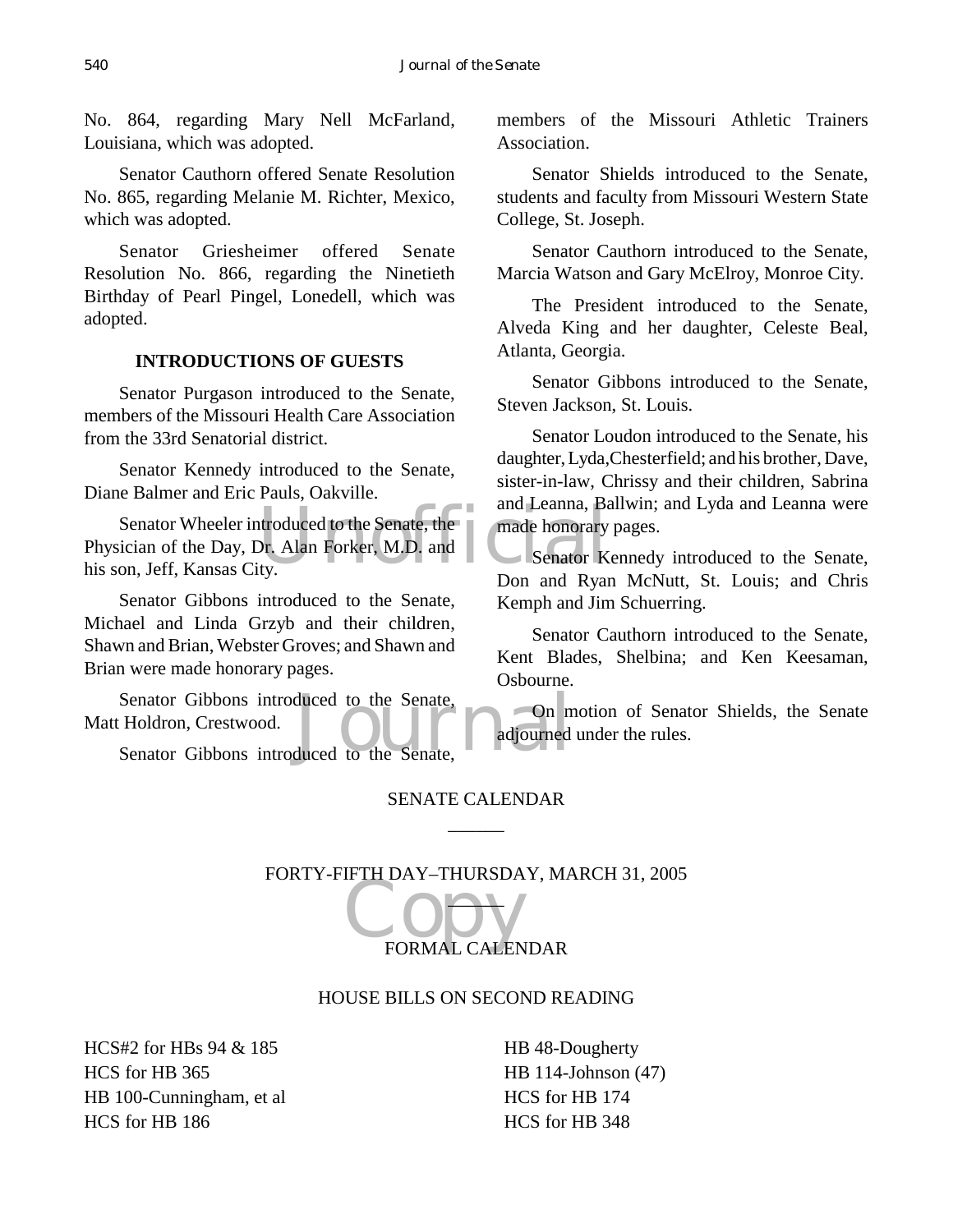No. 864, regarding Mary Nell McFarland, Louisiana, which was adopted.

Senator Cauthorn offered Senate Resolution No. 865, regarding Melanie M. Richter, Mexico, which was adopted.

Senator Griesheimer offered Senate Resolution No. 866, regarding the Ninetieth Birthday of Pearl Pingel, Lonedell, which was adopted.

**INTRODUCTIONS OF GUESTS**

Senator Purgason introduced to the Senate, members of the Missouri Health Care Association from the 33rd Senatorial district.

Senator Kennedy introduced to the Senate, Diane Balmer and Eric Pauls, Oakville.

Senator Wheeler introduced to the Senate, the Physician of the Day, Dr. Alan Forker, M.D. and his son, Jeff, Kansas City.

Senator Gibbons introduced to the Senate, Michael and Linda Grzyb and their children, Shawn and Brian, Webster Groves; and Shawn and Brian were made honorary pages.

Senator Gibbons introduced to the Senate, Matt Holdron, Crestwood.

Senator Gibbons introduced to the Senate, members of the Missouri Athletic Trainers Association.

Senator Shields introduced to the Senate, students and faculty from Missouri Western State College, St. Joseph.

Senator Cauthorn introduced to the Senate, Marcia Watson and Gary McElroy, Monroe City.

The President introduced to the Senate, Alveda King and her daughter, Celeste Beal, Atlanta, Georgia.

Senator Gibbons introduced to the Senate, Steven Jackson, St. Louis.

Senator Loudon introduced to the Senate, his daughter, Lyda, Chesterfield; and his brother, Dave, sister-in-law, Chrissy and their children, Sabrina and Leanna, Ballwin; and Lyda and Leanna were made honorary pages.

Senator Kennedy introduced to the Senate, Don and Ryan McNutt, St. Louis; and Chris Kemph and Jim Schuerring.

Senator Cauthorn introduced to the Senate, Kent Blades, Shelbina; and Ken Keesaman, Osbourne.

On motion of Senator Shields, the Senate adjourned under the rules.

SENATE CALENDAR

FORTY-FIFTH DAY–THURSDAY, MARCH 31, 2005

FORMAL CALENDAR

HOUSE BILLS ON SECOND READING

HCS#2 for HBs 94 & 185
HCS for HB 365
HB 100-Cunningham, et al
HCS for HB 186
HB 48-Dougherty
HB 114-Johnson (47)
HCS for HB 174
HCS for HB 348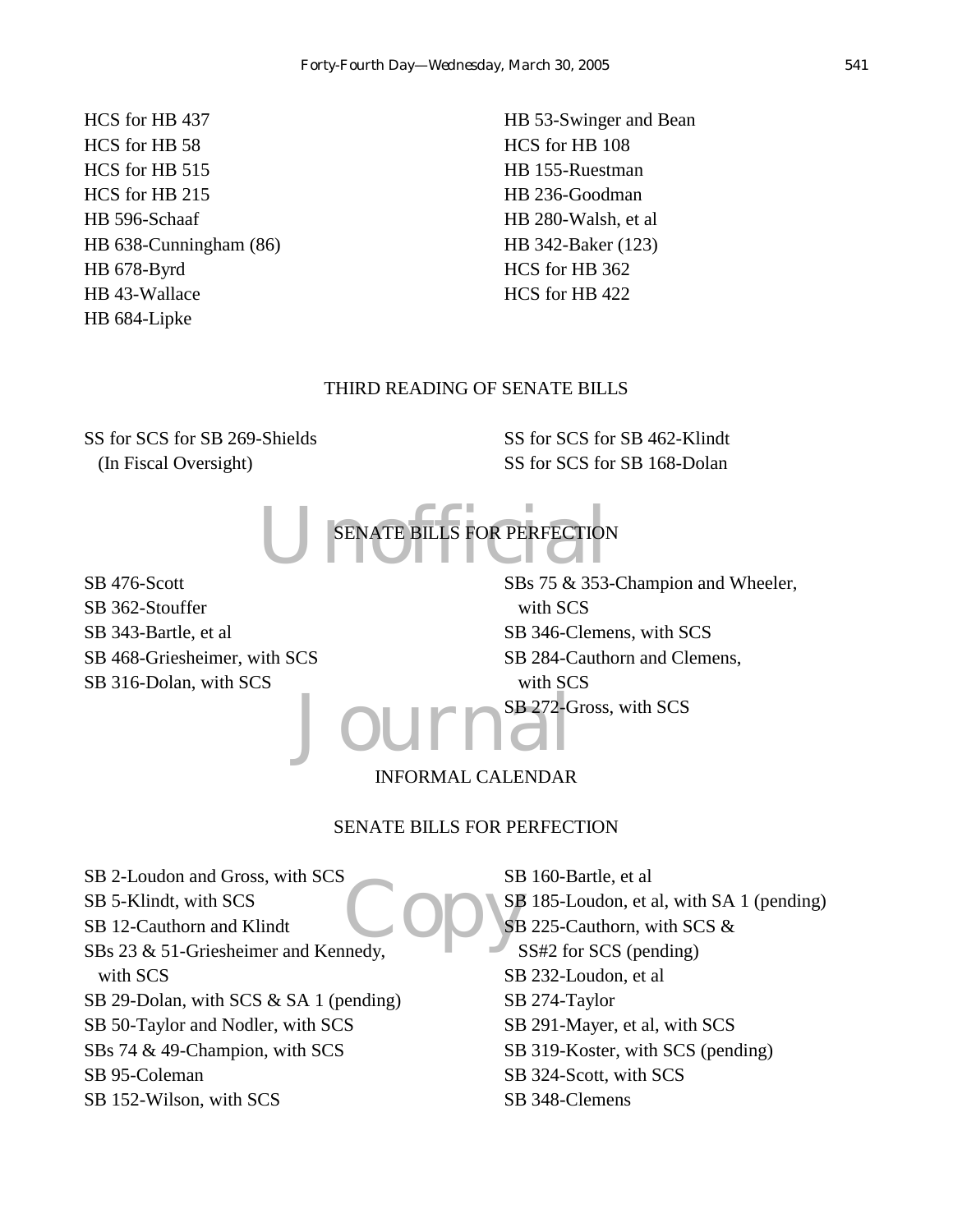HCS for HB 437
HCS for HB 58
HCS for HB 515
HCS for HB 215
HB 596-Schaaf
HB 638-Cunningham (86)
HB 678-Byrd
HB 43-Wallace
HB 684-Lipke
HB 53-Swinger and Bean
HCS for HB 108
HB 155-Ruestman
HB 236-Goodman
HB 280-Walsh, et al
HB 342-Baker (123)
HCS for HB 362
HCS for HB 422

THIRD READING OF SENATE BILLS

SS for SCS for SB 269-Shields
(In Fiscal Oversight)
SS for SCS for SB 462-Klindt
SS for SCS for SB 168-Dolan

SENATE BILLS FOR PERFECTION

SB 476-Scott
SB 362-Stouffer
SB 343-Bartle, et al
SB 468-Griesheimer, with SCS
SB 316-Dolan, with SCS
SBs 75 & 353-Champion and Wheeler, with SCS
SB 346-Clemens, with SCS
SB 284-Cauthorn and Clemens, with SCS
SB 272-Gross, with SCS

INFORMAL CALENDAR

SENATE BILLS FOR PERFECTION

SB 2-Loudon and Gross, with SCS
SB 5-Klindt, with SCS
SB 12-Cauthorn and Klindt
SBs 23 & 51-Griesheimer and Kennedy, with SCS
SB 29-Dolan, with SCS & SA 1 (pending)
SB 50-Taylor and Nodler, with SCS
SBs 74 & 49-Champion, with SCS
SB 95-Coleman
SB 152-Wilson, with SCS
SB 160-Bartle, et al
SB 185-Loudon, et al, with SA 1 (pending)
SB 225-Cauthorn, with SCS & SS#2 for SCS (pending)
SB 232-Loudon, et al
SB 274-Taylor
SB 291-Mayer, et al, with SCS
SB 319-Koster, with SCS (pending)
SB 324-Scott, with SCS
SB 348-Clemens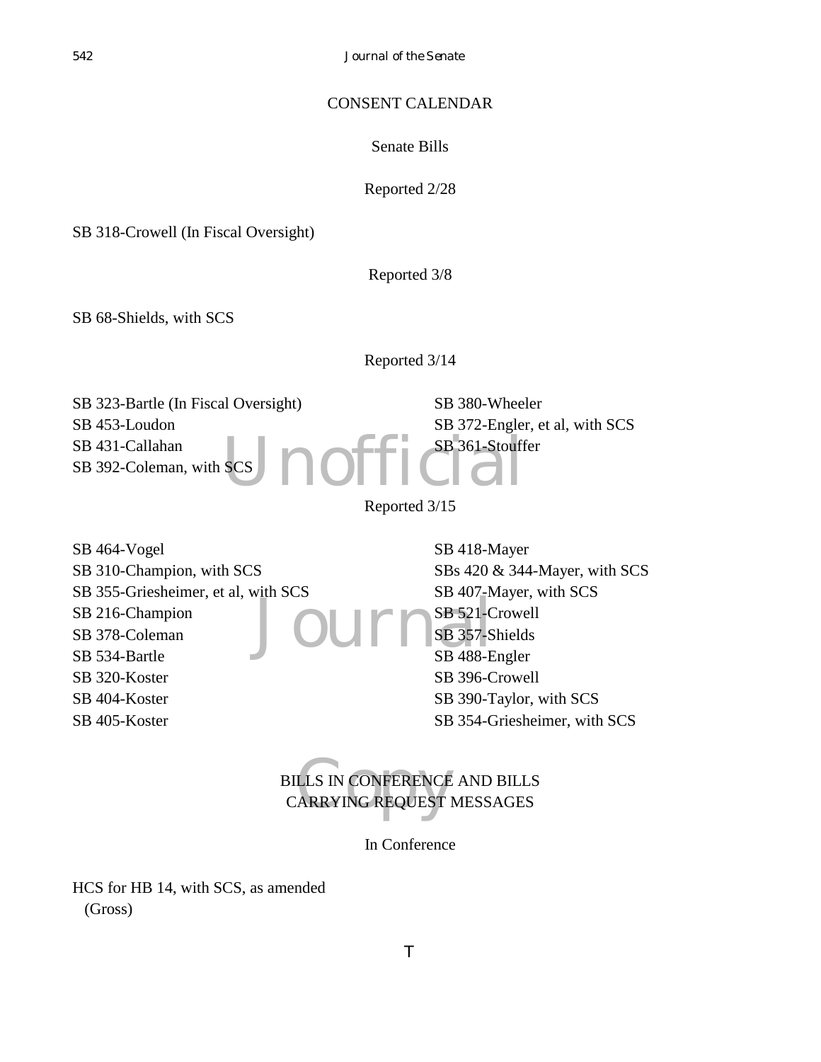## CONSENT CALENDAR

### Senate Bills

Reported 2/28

SB 318-Crowell (In Fiscal Oversight)

Reported 3/8

SB 68-Shields, with SCS

Reported 3/14

SB 323-Bartle (In Fiscal Oversight)
SB 453-Loudon
SB 431-Callahan
SB 392-Coleman, with SCS
SB 380-Wheeler
SB 372-Engler, et al, with SCS
SB 361-Stouffer

Reported 3/15

SB 464-Vogel
SB 310-Champion, with SCS
SB 355-Griesheimer, et al, with SCS
SB 216-Champion
SB 378-Coleman
SB 534-Bartle
SB 320-Koster
SB 404-Koster
SB 405-Koster
SB 418-Mayer
SBs 420 & 344-Mayer, with SCS
SB 407-Mayer, with SCS
SB 521-Crowell
SB 357-Shields
SB 488-Engler
SB 396-Crowell
SB 390-Taylor, with SCS
SB 354-Griesheimer, with SCS

## BILLS IN CONFERENCE AND BILLS CARRYING REQUEST MESSAGES

### In Conference

HCS for HB 14, with SCS, as amended
(Gross)

T